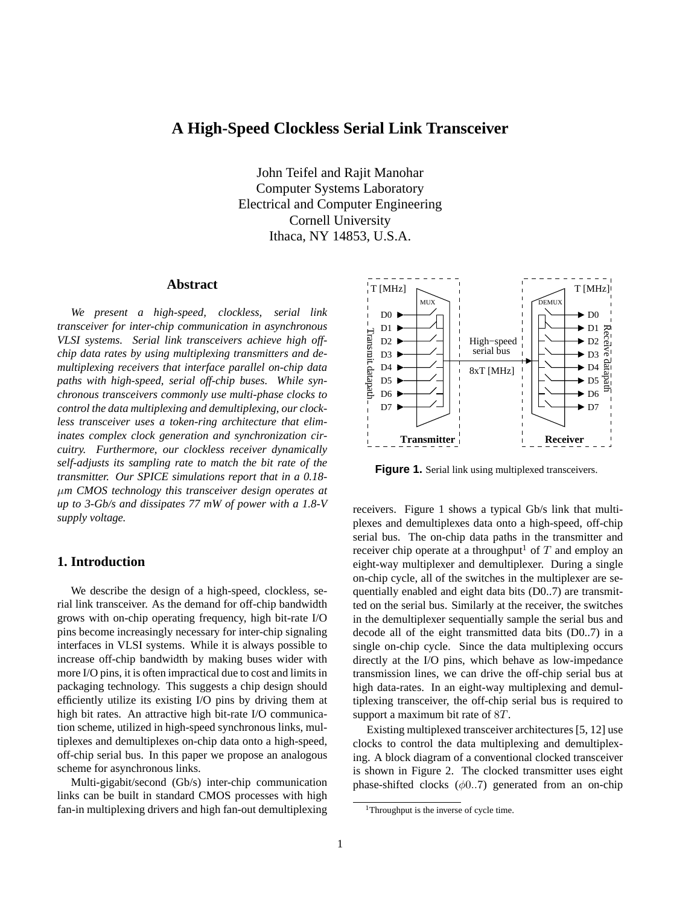# A High-Speed Clockless Serial Link Transceiver

John Teifel and Rajit Manohar
Computer Systems Laboratory
Electrical and Computer Engineering
Cornell University
Ithaca, NY 14853, U.S.A.

## Abstract

*We present a high-speed, clockless, serial link transceiver for inter-chip communication in asynchronous VLSI systems. Serial link transceivers achieve high off-chip data rates by using multiplexing transmitters and demultiplexing receivers that interface parallel on-chip data paths with high-speed, serial off-chip buses. While synchronous transceivers commonly use multi-phase clocks to control the data multiplexing and demultiplexing, our clockless transceiver uses a token-ring architecture that eliminates complex clock generation and synchronization circuitry. Furthermore, our clockless receiver dynamically self-adjusts its sampling rate to match the bit rate of the transmitter. Our SPICE simulations report that in a 0.18-$\mu$m CMOS technology this transceiver design operates at up to 3-Gb/s and dissipates 77 mW of power with a 1.8-V supply voltage.*

## 1. Introduction

We describe the design of a high-speed, clockless, serial link transceiver. As the demand for off-chip bandwidth grows with on-chip operating frequency, high bit-rate I/O pins become increasingly necessary for inter-chip signaling interfaces in VLSI systems. While it is always possible to increase off-chip bandwidth by making buses wider with more I/O pins, it is often impractical due to cost and limits in packaging technology. This suggests a chip design should efficiently utilize its existing I/O pins by driving them at high bit rates. An attractive high bit-rate I/O communication scheme, utilized in high-speed synchronous links, multiplexes and demultiplexes on-chip data onto a high-speed, off-chip serial bus. In this paper we propose an analogous scheme for asynchronous links.

Multi-gigabit/second (Gb/s) inter-chip communication links can be built in standard CMOS processes with high fan-in multiplexing drivers and high fan-out demultiplexing receivers. Figure 1 shows a typical Gb/s link that multiplexes and demultiplexes data onto a high-speed, off-chip serial bus. The on-chip data paths in the transmitter and receiver chip operate at a throughput[1] of $T$ and employ an eight-way multiplexer and demultiplexer. During a single on-chip cycle, all of the switches in the multiplexer are sequentially enabled and eight data bits (D0..7) are transmitted on the serial bus. Similarly at the receiver, the switches in the demultiplexer sequentially sample the serial bus and decode all of the eight transmitted data bits (D0..7) in a single on-chip cycle. Since the data multiplexing occurs directly at the I/O pins, which behave as low-impedance transmission lines, we can drive the off-chip serial bus at high data-rates. In an eight-way multiplexing and demultiplexing transceiver, the off-chip serial bus is required to support a maximum bit rate of $8T$.

**Figure 1.** Serial link using multiplexed transceivers.

Existing multiplexed transceiver architectures [5, 12] use clocks to control the data multiplexing and demultiplexing. A block diagram of a conventional clocked transceiver is shown in Figure 2. The clocked transmitter uses eight phase-shifted clocks ($\phi 0..7$) generated from an on-chip

[1] Throughput is the inverse of cycle time.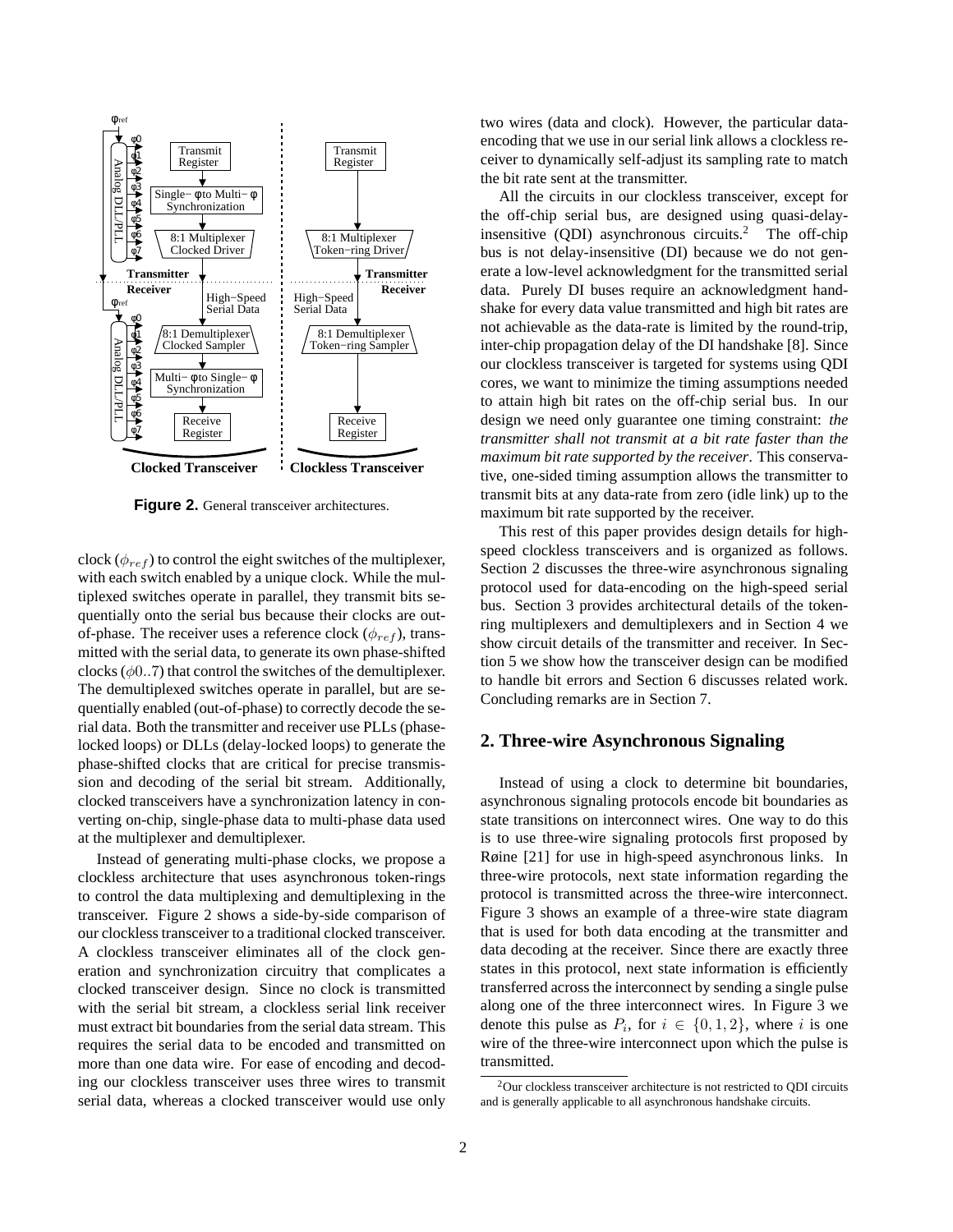**Figure 2.** General transceiver architectures.

clock ($\phi_{ref}$) to control the eight switches of the multiplexer, with each switch enabled by a unique clock. While the multiplexed switches operate in parallel, they transmit bits sequentially onto the serial bus because their clocks are out-of-phase. The receiver uses a reference clock ($\phi_{ref}$), transmitted with the serial data, to generate its own phase-shifted clocks ($\phi 0..7$) that control the switches of the demultiplexer. The demultiplexed switches operate in parallel, but are sequentially enabled (out-of-phase) to correctly decode the serial data. Both the transmitter and receiver use PLLs (phase-locked loops) or DLLs (delay-locked loops) to generate the phase-shifted clocks that are critical for precise transmission and decoding of the serial bit stream. Additionally, clocked transceivers have a synchronization latency in converting on-chip, single-phase data to multi-phase data used at the multiplexer and demultiplexer.

Instead of generating multi-phase clocks, we propose a clockless architecture that uses asynchronous token-rings to control the data multiplexing and demultiplexing in the transceiver. Figure 2 shows a side-by-side comparison of our clockless transceiver to a traditional clocked transceiver. A clockless transceiver eliminates all of the clock generation and synchronization circuitry that complicates a clocked transceiver design. Since no clock is transmitted with the serial bit stream, a clockless serial link receiver must extract bit boundaries from the serial data stream. This requires the serial data to be encoded and transmitted on more than one data wire. For ease of encoding and decoding our clockless transceiver uses three wires to transmit serial data, whereas a clocked transceiver would use only two wires (data and clock). However, the particular data-encoding that we use in our serial link allows a clockless receiver to dynamically self-adjust its sampling rate to match the bit rate sent at the transmitter.

All the circuits in our clockless transceiver, except for the off-chip serial bus, are designed using quasi-delay-insensitive (QDI) asynchronous circuits.[2] The off-chip bus is not delay-insensitive (DI) because we do not generate a low-level acknowledgment for the transmitted serial data. Purely DI buses require an acknowledgment handshake for every data value transmitted and high bit rates are not achievable as the data-rate is limited by the round-trip, inter-chip propagation delay of the DI handshake [8]. Since our clockless transceiver is targeted for systems using QDI cores, we want to minimize the timing assumptions needed to attain high bit rates on the off-chip serial bus. In our design we need only guarantee one timing constraint: *the transmitter shall not transmit at a bit rate faster than the maximum bit rate supported by the receiver*. This conservative, one-sided timing assumption allows the transmitter to transmit bits at any data-rate from zero (idle link) up to the maximum bit rate supported by the receiver.

This rest of this paper provides design details for high-speed clockless transceivers and is organized as follows. Section 2 discusses the three-wire asynchronous signaling protocol used for data-encoding on the high-speed serial bus. Section 3 provides architectural details of the token-ring multiplexers and demultiplexers and in Section 4 we show circuit details of the transmitter and receiver. In Section 5 we show how the transceiver design can be modified to handle bit errors and Section 6 discusses related work. Concluding remarks are in Section 7.

## 2. Three-wire Asynchronous Signaling

Instead of using a clock to determine bit boundaries, asynchronous signaling protocols encode bit boundaries as state transitions on interconnect wires. One way to do this is to use three-wire signaling protocols first proposed by Røine [21] for use in high-speed asynchronous links. In three-wire protocols, next state information regarding the protocol is transmitted across the three-wire interconnect. Figure 3 shows an example of a three-wire state diagram that is used for both data encoding at the transmitter and data decoding at the receiver. Since there are exactly three states in this protocol, next state information is efficiently transferred across the interconnect by sending a single pulse along one of the three interconnect wires. In Figure 3 we denote this pulse as $P_i$, for $i \in \{0, 1, 2\}$, where $i$ is one wire of the three-wire interconnect upon which the pulse is transmitted.

[2] Our clockless transceiver architecture is not restricted to QDI circuits and is generally applicable to all asynchronous handshake circuits.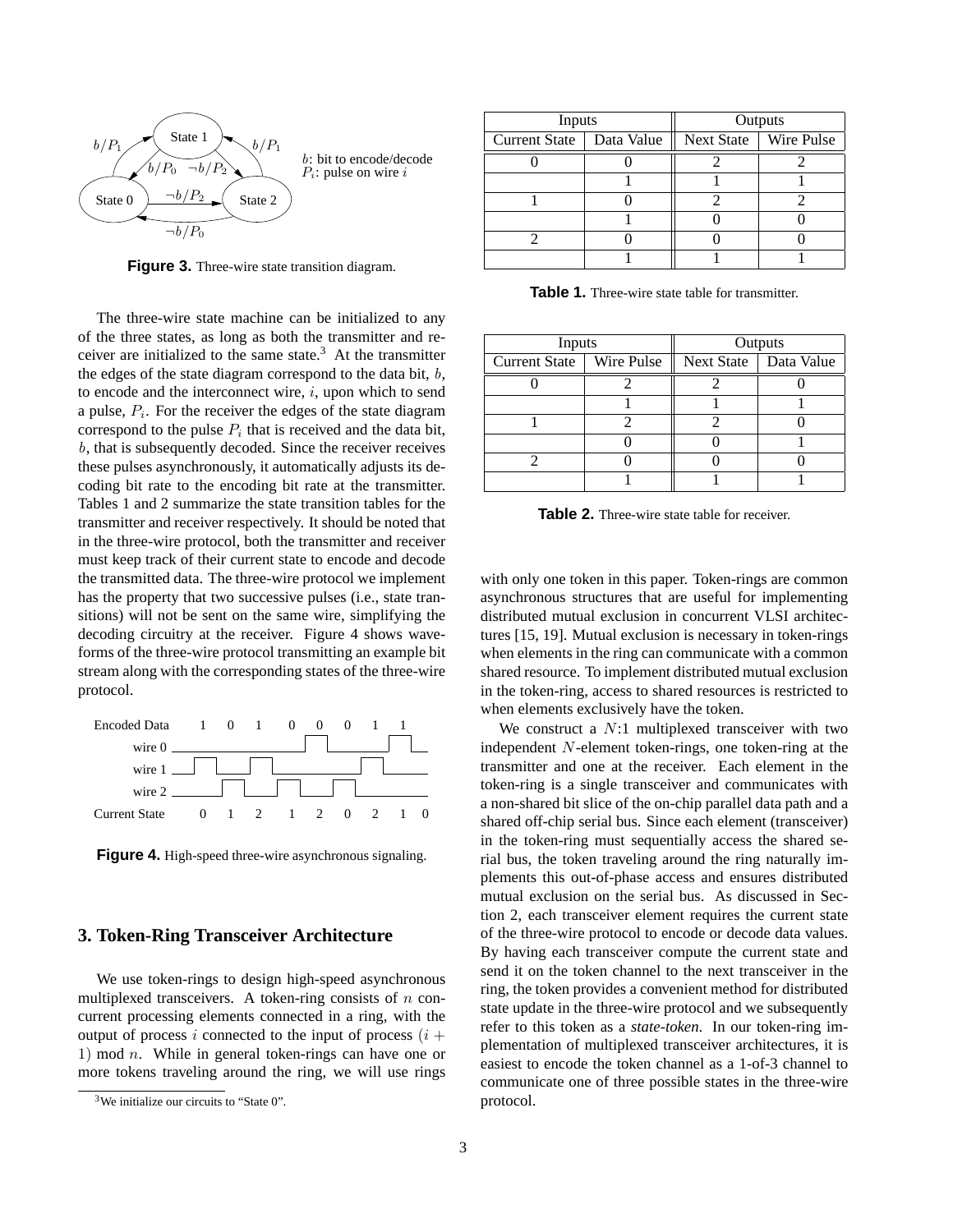Figure 3. Three-wire state transition diagram.

The three-wire state machine can be initialized to any of the three states, as long as both the transmitter and receiver are initialized to the same state.[3] At the transmitter the edges of the state diagram correspond to the data bit, $b$, to encode and the interconnect wire, $i$, upon which to send a pulse, $P_i$. For the receiver the edges of the state diagram correspond to the pulse $P_i$ that is received and the data bit, $b$, that is subsequently decoded. Since the receiver receives these pulses asynchronously, it automatically adjusts its decoding bit rate to the encoding bit rate at the transmitter. Tables 1 and 2 summarize the state transition tables for the transmitter and receiver respectively. It should be noted that in the three-wire protocol, both the transmitter and receiver must keep track of their current state to encode and decode the transmitted data. The three-wire protocol we implement has the property that two successive pulses (i.e., state transitions) will not be sent on the same wire, simplifying the decoding circuitry at the receiver. Figure 4 shows waveforms of the three-wire protocol transmitting an example bit stream along with the corresponding states of the three-wire protocol.

Figure 4. High-speed three-wire asynchronous signaling.

## 3. Token-Ring Transceiver Architecture

We use token-rings to design high-speed asynchronous multiplexed transceivers. A token-ring consists of $n$ concurrent processing elements connected in a ring, with the output of process $i$ connected to the input of process $(i+1) \bmod n$. While in general token-rings can have one or more tokens traveling around the ring, we will use rings with only one token in this paper. Token-rings are common asynchronous structures that are useful for implementing distributed mutual exclusion in concurrent VLSI architectures [15, 19]. Mutual exclusion is necessary in token-rings when elements in the ring can communicate with a common shared resource. To implement distributed mutual exclusion in the token-ring, access to shared resources is restricted to when elements exclusively have the token.

We construct a $N$:1 multiplexed transceiver with two independent $N$-element token-rings, one token-ring at the transmitter and one at the receiver. Each element in the token-ring is a single transceiver and communicates with a non-shared bit slice of the on-chip parallel data path and a shared off-chip serial bus. Since each element (transceiver) in the token-ring must sequentially access the shared serial bus, the token traveling around the ring naturally implements this out-of-phase access and ensures distributed mutual exclusion on the serial bus. As discussed in Section 2, each transceiver element requires the current state of the three-wire protocol to encode or decode data values. By having each transceiver compute the current state and send it on the token channel to the next transceiver in the ring, the token provides a convenient method for distributed state update in the three-wire protocol and we subsequently refer to this token as a *state-token*. In our token-ring implementation of multiplexed transceiver architectures, it is easiest to encode the token channel as a 1-of-3 channel to communicate one of three possible states in the three-wire protocol.

| Inputs | | Outputs | |
|---|---|---|---|
| Current State | Data Value | Next State | Wire Pulse |
| 0 | 0 | 2 | 2 |
| | 1 | 1 | 1 |
| 1 | 0 | 2 | 2 |
| | 1 | 0 | 0 |
| 2 | 0 | 0 | 0 |
| | 1 | 1 | 1 |

Table 1. Three-wire state table for transmitter.

| Inputs | | Outputs | |
|---|---|---|---|
| Current State | Wire Pulse | Next State | Data Value |
| 0 | 2 | 2 | 0 |
| | 1 | 1 | 1 |
| 1 | 2 | 2 | 0 |
| | 0 | 0 | 1 |
| 2 | 0 | 0 | 0 |
| | 1 | 1 | 1 |

Table 2. Three-wire state table for receiver.

[3] We initialize our circuits to "State 0".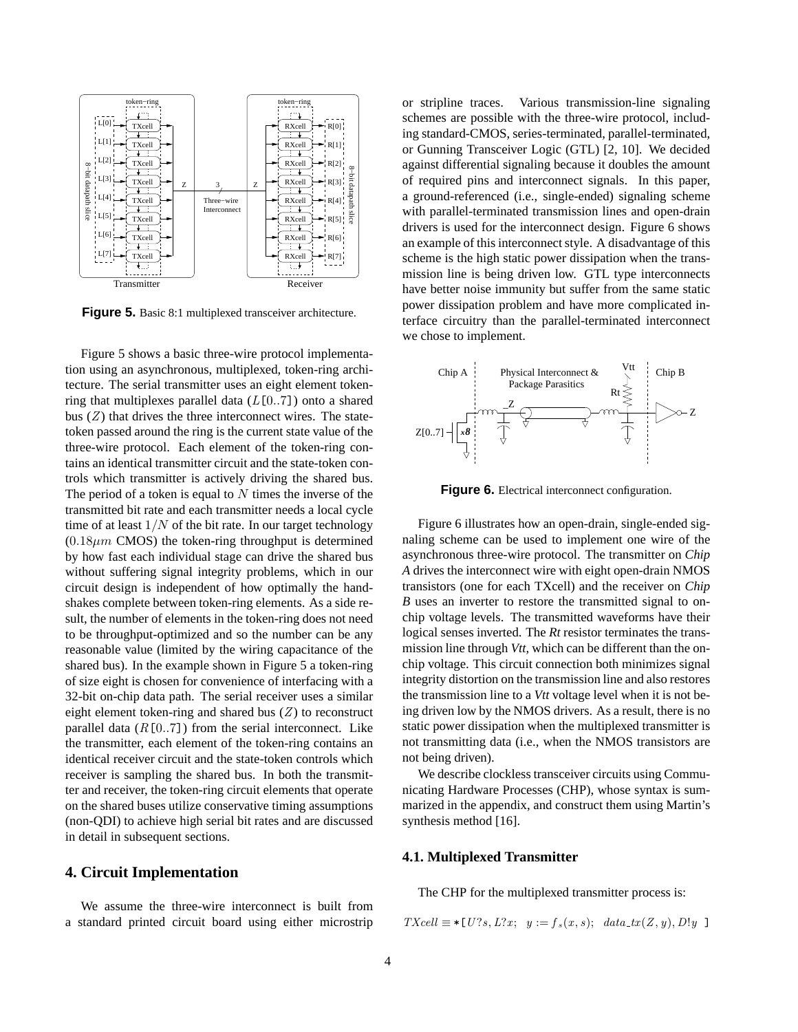**Figure 5.** Basic 8:1 multiplexed transceiver architecture.

Figure 5 shows a basic three-wire protocol implementation using an asynchronous, multiplexed, token-ring architecture. The serial transmitter uses an eight element token-ring that multiplexes parallel data ($L[0..7]$) onto a shared bus ($Z$) that drives the three interconnect wires. The state-token passed around the ring is the current state value of the three-wire protocol. Each element of the token-ring contains an identical transmitter circuit and the state-token controls which transmitter is actively driving the shared bus. The period of a token is equal to $N$ times the inverse of the transmitted bit rate and each transmitter needs a local cycle time of at least $1/N$ of the bit rate. In our target technology ($0.18\mu m$ CMOS) the token-ring throughput is determined by how fast each individual stage can drive the shared bus without suffering signal integrity problems, which in our circuit design is independent of how optimally the handshakes complete between token-ring elements. As a side result, the number of elements in the token-ring does not need to be throughput-optimized and so the number can be any reasonable value (limited by the wiring capacitance of the shared bus). In the example shown in Figure 5 a token-ring of size eight is chosen for convenience of interfacing with a 32-bit on-chip data path. The serial receiver uses a similar eight element token-ring and shared bus ($Z$) to reconstruct parallel data ($R[0..7]$) from the serial interconnect. Like the transmitter, each element of the token-ring contains an identical receiver circuit and the state-token controls which receiver is sampling the shared bus. In both the transmitter and receiver, the token-ring circuit elements that operate on the shared buses utilize conservative timing assumptions (non-QDI) to achieve high serial bit rates and are discussed in detail in subsequent sections.

## 4. Circuit Implementation

We assume the three-wire interconnect is built from a standard printed circuit board using either microstrip or stripline traces. Various transmission-line signaling schemes are possible with the three-wire protocol, including standard-CMOS, series-terminated, parallel-terminated, or Gunning Transceiver Logic (GTL) [2, 10]. We decided against differential signaling because it doubles the amount of required pins and interconnect signals. In this paper, a ground-referenced (i.e., single-ended) signaling scheme with parallel-terminated transmission lines and open-drain drivers is used for the interconnect design. Figure 6 shows an example of this interconnect style. A disadvantage of this scheme is the high static power dissipation when the transmission line is being driven low. GTL type interconnects have better noise immunity but suffer from the same static power dissipation problem and have more complicated interface circuitry than the parallel-terminated interconnect we chose to implement.

**Figure 6.** Electrical interconnect configuration.

Figure 6 illustrates how an open-drain, single-ended signaling scheme can be used to implement one wire of the asynchronous three-wire protocol. The transmitter on *Chip A* drives the interconnect wire with eight open-drain NMOS transistors (one for each TXcell) and the receiver on *Chip B* uses an inverter to restore the transmitted signal to on-chip voltage levels. The transmitted waveforms have their logical senses inverted. The *Rt* resistor terminates the transmission line through *Vtt*, which can be different than the on-chip voltage. This circuit connection both minimizes signal integrity distortion on the transmission line and also restores the transmission line to a *Vtt* voltage level when it is not being driven low by the NMOS drivers. As a result, there is no static power dissipation when the multiplexed transmitter is not transmitting data (i.e., when the NMOS transistors are not being driven).

We describe clockless transceiver circuits using Communicating Hardware Processes (CHP), whose syntax is summarized in the appendix, and construct them using Martin's synthesis method [16].

### 4.1. Multiplexed Transmitter

The CHP for the multiplexed transmitter process is:

$$TXcell \equiv *[\, U?s, L?x;\;\; y := f_s(x, s);\;\; data\_tx(Z, y), D!y \,]$$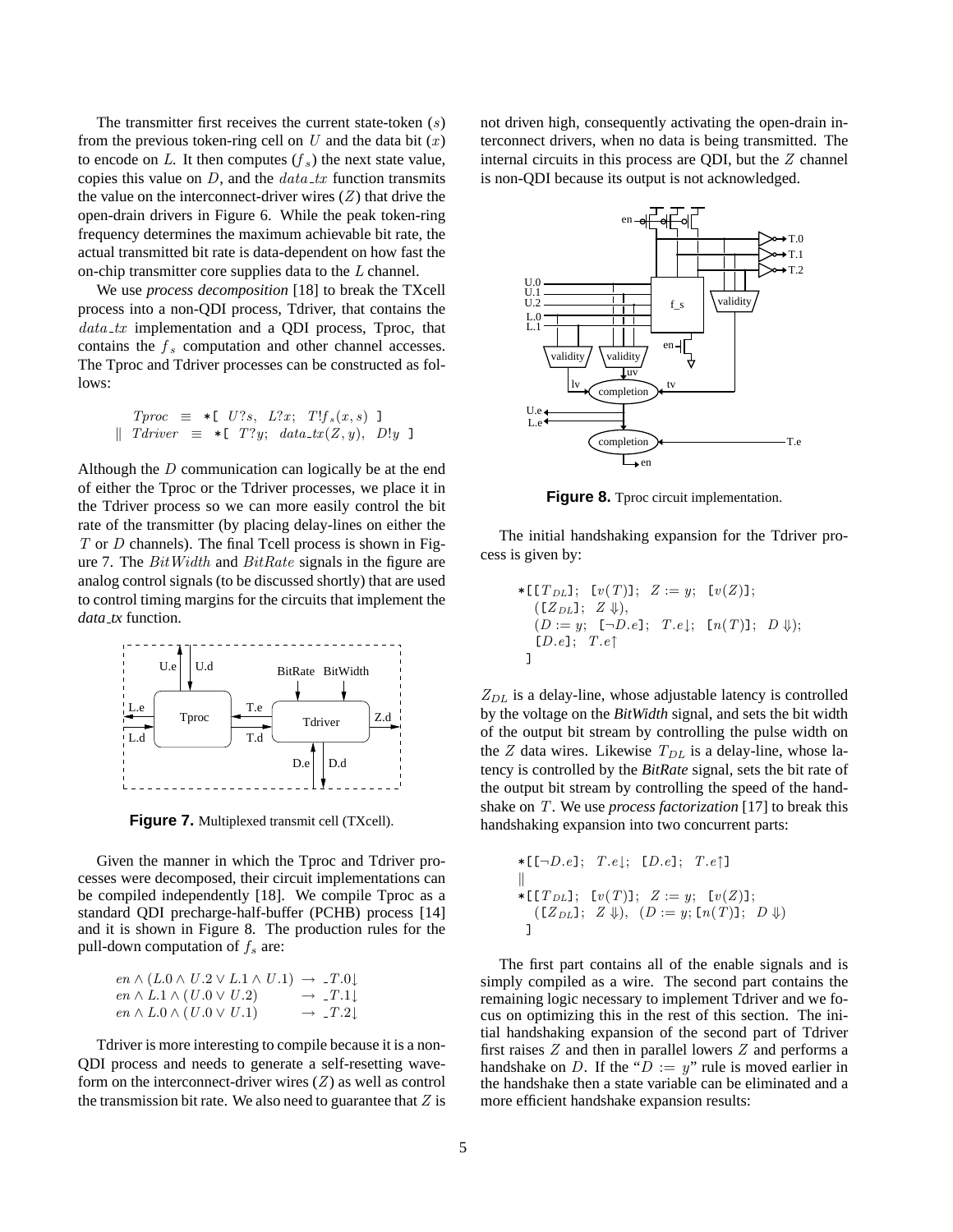The transmitter first receives the current state-token ($s$) from the previous token-ring cell on $U$ and the data bit ($x$) to encode on $L$. It then computes ($f_s$) the next state value, copies this value on $D$, and the $data\_tx$ function transmits the value on the interconnect-driver wires ($Z$) that drive the open-drain drivers in Figure 6. While the peak token-ring frequency determines the maximum achievable bit rate, the actual transmitted bit rate is data-dependent on how fast the on-chip transmitter core supplies data to the $L$ channel.

We use *process decomposition* [18] to break the TXcell process into a non-QDI process, Tdriver, that contains the $data\_tx$ implementation and a QDI process, Tproc, that contains the $f_s$ computation and other channel accesses. The Tproc and Tdriver processes can be constructed as follows:

$$\begin{array}{ll} & Tproc \;\equiv\; *[\;\; U?s,\;\; L?x;\;\; T!f_s(x,s)\;\; ] \\ \| & Tdriver \;\equiv\; *[\;\; T?y;\;\; data\_tx(Z,y),\;\; D!y\;\; ] \end{array}$$

Although the $D$ communication can logically be at the end of either the Tproc or the Tdriver processes, we place it in the Tdriver process so we can more easily control the bit rate of the transmitter (by placing delay-lines on either the $T$ or $D$ channels). The final Tcell process is shown in Figure 7. The $BitWidth$ and $BitRate$ signals in the figure are analog control signals (to be discussed shortly) that are used to control timing margins for the circuits that implement the *data_tx* function.

**Figure 7.** Multiplexed transmit cell (TXcell).

Given the manner in which the Tproc and Tdriver processes were decomposed, their circuit implementations can be compiled independently [18]. We compile Tproc as a standard QDI precharge-half-buffer (PCHB) process [14] and it is shown in Figure 8. The production rules for the pull-down computation of $f_s$ are:

$$\begin{array}{lcl} en \wedge (L.0 \wedge U.2 \vee L.1 \wedge U.1) & \rightarrow & \_T.0\!\downarrow \\ en \wedge L.1 \wedge (U.0 \vee U.2) & \rightarrow & \_T.1\!\downarrow \\ en \wedge L.0 \wedge (U.0 \vee U.1) & \rightarrow & \_T.2\!\downarrow \end{array}$$

Tdriver is more interesting to compile because it is a non-QDI process and needs to generate a self-resetting waveform on the interconnect-driver wires ($Z$) as well as control the transmission bit rate. We also need to guarantee that $Z$ is not driven high, consequently activating the open-drain interconnect drivers, when no data is being transmitted. The internal circuits in this process are QDI, but the $Z$ channel is non-QDI because its output is not acknowledged.

**Figure 8.** Tproc circuit implementation.

The initial handshaking expansion for the Tdriver process is given by:

$$\begin{array}{l} *[[T_{DL}];\;\; [v(T)];\;\; Z := y;\;\; [v(Z)]; \\ \quad ([Z_{DL}];\;\; Z \Downarrow), \\ \quad (D := y;\;\; [\neg D.e];\;\; T.e\!\downarrow;\;\; [n(T)];\;\; D \Downarrow); \\ \quad [D.e];\;\; T.e\!\uparrow \\ \;\; ] \end{array}$$

$Z_{DL}$ is a delay-line, whose adjustable latency is controlled by the voltage on the *BitWidth* signal, and sets the bit width of the output bit stream by controlling the pulse width on the $Z$ data wires. Likewise $T_{DL}$ is a delay-line, whose latency is controlled by the *BitRate* signal, sets the bit rate of the output bit stream by controlling the speed of the handshake on $T$. We use *process factorization* [17] to break this handshaking expansion into two concurrent parts:

$$\begin{array}{l} *[[\neg D.e];\;\; T.e\!\downarrow;\;\; [D.e];\;\; T.e\!\uparrow] \\ \| \\ *[[T_{DL}];\;\; [v(T)];\;\; Z := y;\;\; [v(Z)]; \\ \quad ([Z_{DL}];\;\; Z \Downarrow),\;\; (D := y; [n(T)];\;\; D \Downarrow) \\ \;\; ] \end{array}$$

The first part contains all of the enable signals and is simply compiled as a wire. The second part contains the remaining logic necessary to implement Tdriver and we focus on optimizing this in the rest of this section. The initial handshaking expansion of the second part of Tdriver first raises $Z$ and then in parallel lowers $Z$ and performs a handshake on $D$. If the "$D := y$" rule is moved earlier in the handshake then a state variable can be eliminated and a more efficient handshake expansion results: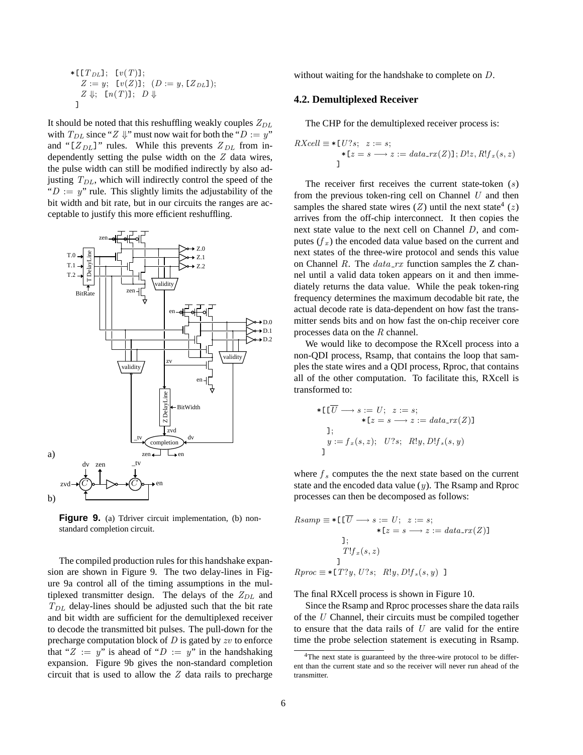$$
\begin{aligned}
*[\,&[T_{DL}];\ \ [v(T)];\\
&Z := y;\ \ [v(Z)];\ \ (D := y, [Z_{DL}]);\\
&Z \Downarrow;\ \ [n(T)];\ \ D \Downarrow\\
]
\end{aligned}
$$

It should be noted that this reshuffling weakly couples $Z_{DL}$ with $T_{DL}$ since "$Z \Downarrow$" must now wait for both the "$D := y$" and "$[Z_{DL}]$" rules. While this prevents $Z_{DL}$ from independently setting the pulse width on the $Z$ data wires, the pulse width can still be modified indirectly by also adjusting $T_{DL}$, which will indirectly control the speed of the "$D := y$" rule. This slightly limits the adjustability of the bit width and bit rate, but in our circuits the ranges are acceptable to justify this more efficient reshuffling.

**Figure 9.** (a) Tdriver circuit implementation, (b) non-standard completion circuit.

The compiled production rules for this handshake expansion are shown in Figure 9. The two delay-lines in Figure 9a control all of the timing assumptions in the multiplexed transmitter design. The delays of the $Z_{DL}$ and $T_{DL}$ delay-lines should be adjusted such that the bit rate and bit width are sufficient for the demultiplexed receiver to decode the transmitted bit pulses. The pull-down for the precharge computation block of $D$ is gated by $zv$ to enforce that "$Z := y$" is ahead of "$D := y$" in the handshaking expansion. Figure 9b gives the non-standard completion circuit that is used to allow the $Z$ data rails to precharge without waiting for the handshake to complete on $D$.

### 4.2. Demultiplexed Receiver

The CHP for the demultiplexed receiver process is:

$$
\begin{aligned}
RXcell \equiv *[\,&U?s;\ \ z := s;\\
&*[z = s \longrightarrow z := data\_rx(Z)];\, D!z,\, R!f_x(s,z)\\
]
\end{aligned}
$$

The receiver first receives the current state-token ($s$) from the previous token-ring cell on Channel $U$ and then samples the shared state wires ($Z$) until the next state[4] ($z$) arrives from the off-chip interconnect. It then copies the next state value to the next cell on Channel $D$, and computes ($f_x$) the encoded data value based on the current and next states of the three-wire protocol and sends this value on Channel $R$. The $data\_rx$ function samples the Z channel until a valid data token appears on it and then immediately returns the data value. While the peak token-ring frequency determines the maximum decodable bit rate, the actual decode rate is data-dependent on how fast the transmitter sends bits and on how fast the on-chip receiver core processes data on the $R$ channel.

We would like to decompose the RXcell process into a non-QDI process, Rsamp, that contains the loop that samples the state wires and a QDI process, Rproc, that contains all of the other computation. To facilitate this, RXcell is transformed to:

$$
\begin{aligned}
*[\,&[\overline{U} \longrightarrow s := U;\ \ z := s;\\
&\qquad *[z = s \longrightarrow z := data\_rx(Z)]\\
&];\\
&y := f_x(s,z);\ \ U?s;\ \ R!y, D!f_s(s,y)\\
]
\end{aligned}
$$

where $f_s$ computes the the next state based on the current state and the encoded data value ($y$). The Rsamp and Rproc processes can then be decomposed as follows:

$$
\begin{aligned}
Rsamp \equiv *[\,&[\overline{U} \longrightarrow s := U;\ \ z := s;\\
&\qquad *[z = s \longrightarrow z := data\_rx(Z)]\\
&];\\
&T!f_x(s,z)\\
]&\\
Rproc \equiv *[\,&T?y, U?s;\ \ R!y, D!f_s(s,y)\ ]
\end{aligned}
$$

The final RXcell process is shown in Figure 10.

Since the Rsamp and Rproc processes share the data rails of the $U$ Channel, their circuits must be compiled together to ensure that the data rails of $U$ are valid for the entire time the probe selection statement is executing in Rsamp.

[4] The next state is guaranteed by the three-wire protocol to be different than the current state and so the receiver will never run ahead of the transmitter.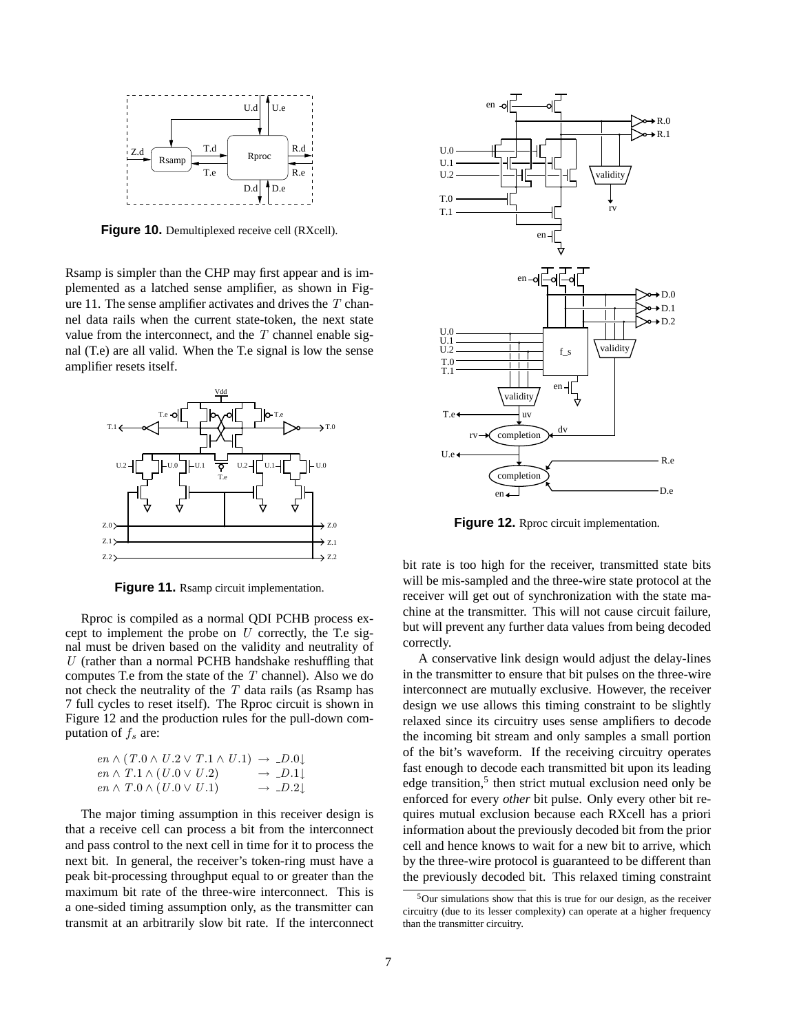**Figure 10.** Demultiplexed receive cell (RXcell).

Rsamp is simpler than the CHP may first appear and is implemented as a latched sense amplifier, as shown in Figure 11. The sense amplifier activates and drives the $T$ channel data rails when the current state-token, the next state value from the interconnect, and the $T$ channel enable signal (T.e) are all valid. When the T.e signal is low the sense amplifier resets itself.

**Figure 11.** Rsamp circuit implementation.

Rproc is compiled as a normal QDI PCHB process except to implement the probe on $U$ correctly, the T.e signal must be driven based on the validity and neutrality of $U$ (rather than a normal PCHB handshake reshuffling that computes T.e from the state of the $T$ channel). Also we do not check the neutrality of the $T$ data rails (as Rsamp has 7 full cycles to reset itself). The Rproc circuit is shown in Figure 12 and the production rules for the pull-down computation of $f_s$ are:

$$
\begin{aligned}
en \wedge (T.0 \wedge U.2 \vee T.1 \wedge U.1) &\rightarrow \_D.0\downarrow \\
en \wedge T.1 \wedge (U.0 \vee U.2) &\rightarrow \_D.1\downarrow \\
en \wedge T.0 \wedge (U.0 \vee U.1) &\rightarrow \_D.2\downarrow
\end{aligned}
$$

The major timing assumption in this receiver design is that a receive cell can process a bit from the interconnect and pass control to the next cell in time for it to process the next bit. In general, the receiver's token-ring must have a peak bit-processing throughput equal to or greater than the maximum bit rate of the three-wire interconnect. This is a one-sided timing assumption only, as the transmitter can transmit at an arbitrarily slow bit rate. If the interconnect bit rate is too high for the receiver, transmitted state bits will be mis-sampled and the three-wire state protocol at the receiver will get out of synchronization with the state machine at the transmitter. This will not cause circuit failure, but will prevent any further data values from being decoded correctly.

**Figure 12.** Rproc circuit implementation.

A conservative link design would adjust the delay-lines in the transmitter to ensure that bit pulses on the three-wire interconnect are mutually exclusive. However, the receiver design we use allows this timing constraint to be slightly relaxed since its circuitry uses sense amplifiers to decode the incoming bit stream and only samples a small portion of the bit's waveform. If the receiving circuitry operates fast enough to decode each transmitted bit upon its leading edge transition,[5] then strict mutual exclusion need only be enforced for every *other* bit pulse. Only every other bit requires mutual exclusion because each RXcell has a priori information about the previously decoded bit from the prior cell and hence knows to wait for a new bit to arrive, which by the three-wire protocol is guaranteed to be different than the previously decoded bit. This relaxed timing constraint

[5] Our simulations show that this is true for our design, as the receiver circuitry (due to its lesser complexity) can operate at a higher frequency than the transmitter circuitry.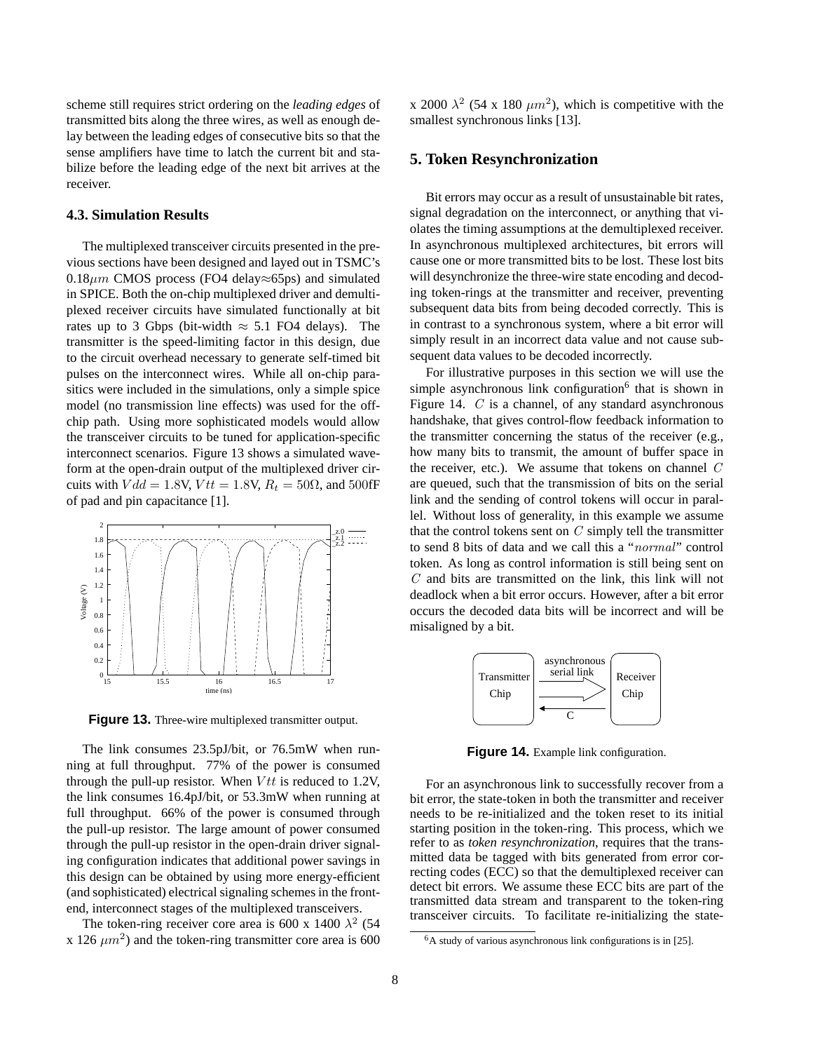scheme still requires strict ordering on the *leading edges* of transmitted bits along the three wires, as well as enough delay between the leading edges of consecutive bits so that the sense amplifiers have time to latch the current bit and stabilize before the leading edge of the next bit arrives at the receiver.

### 4.3. Simulation Results

The multiplexed transceiver circuits presented in the previous sections have been designed and layed out in TSMC's $0.18\mu m$ CMOS process (FO4 delay≈65ps) and simulated in SPICE. Both the on-chip multiplexed driver and demultiplexed receiver circuits have simulated functionally at bit rates up to 3 Gbps (bit-width ≈ 5.1 FO4 delays). The transmitter is the speed-limiting factor in this design, due to the circuit overhead necessary to generate self-timed bit pulses on the interconnect wires. While all on-chip parasitics were included in the simulations, only a simple spice model (no transmission line effects) was used for the off-chip path. Using more sophisticated models would allow the transceiver circuits to be tuned for application-specific interconnect scenarios. Figure 13 shows a simulated waveform at the open-drain output of the multiplexed driver circuits with $Vdd = 1.8$V, $Vtt = 1.8$V, $R_t = 50\Omega$, and 500fF of pad and pin capacitance [1].

Voltage (V)
2
1.8
1.6
1.4
1.2
1
0.8
0.6
0.4
0.2
0
15
15.5
16
16.5
17
time (ns)
z.0
z.1
z.2

**Figure 13.** Three-wire multiplexed transmitter output.

The link consumes 23.5pJ/bit, or 76.5mW when running at full throughput. 77% of the power is consumed through the pull-up resistor. When $Vtt$ is reduced to 1.2V, the link consumes 16.4pJ/bit, or 53.3mW when running at full throughput. 66% of the power is consumed through the pull-up resistor. The large amount of power consumed through the pull-up resistor in the open-drain driver signaling configuration indicates that additional power savings in this design can be obtained by using more energy-efficient (and sophisticated) electrical signaling schemes in the front-end, interconnect stages of the multiplexed transceivers.

The token-ring receiver core area is 600 x 1400 $\lambda^2$ (54 x 126 $\mu m^2$) and the token-ring transmitter core area is 600 x 2000 $\lambda^2$ (54 x 180 $\mu m^2$), which is competitive with the smallest synchronous links [13].

## 5. Token Resynchronization

Bit errors may occur as a result of unsustainable bit rates, signal degradation on the interconnect, or anything that violates the timing assumptions at the demultiplexed receiver. In asynchronous multiplexed architectures, bit errors will cause one or more transmitted bits to be lost. These lost bits will desynchronize the three-wire state encoding and decoding token-rings at the transmitter and receiver, preventing subsequent data bits from being decoded correctly. This is in contrast to a synchronous system, where a bit error will simply result in an incorrect data value and not cause subsequent data values to be decoded incorrectly.

For illustrative purposes in this section we will use the simple asynchronous link configuration[6] that is shown in Figure 14. $C$ is a channel, of any standard asynchronous handshake, that gives control-flow feedback information to the transmitter concerning the status of the receiver (e.g., how many bits to transmit, the amount of buffer space in the receiver, etc.). We assume that tokens on channel $C$ are queued, such that the transmission of bits on the serial link and the sending of control tokens will occur in parallel. Without loss of generality, in this example we assume that the control tokens sent on $C$ simply tell the transmitter to send 8 bits of data and we call this a "$normal$" control token. As long as control information is still being sent on $C$ and bits are transmitted on the link, this link will not deadlock when a bit error occurs. However, after a bit error occurs the decoded data bits will be incorrect and will be misaligned by a bit.

Transmitter Chip
asynchronous serial link
Receiver Chip
C

**Figure 14.** Example link configuration.

For an asynchronous link to successfully recover from a bit error, the state-token in both the transmitter and receiver needs to be re-initialized and the token reset to its initial starting position in the token-ring. This process, which we refer to as *token resynchronization*, requires that the transmitted data be tagged with bits generated from error correcting codes (ECC) so that the demultiplexed receiver can detect bit errors. We assume these ECC bits are part of the transmitted data stream and transparent to the token-ring transceiver circuits. To facilitate re-initializing the state-

[6] A study of various asynchronous link configurations is in [25].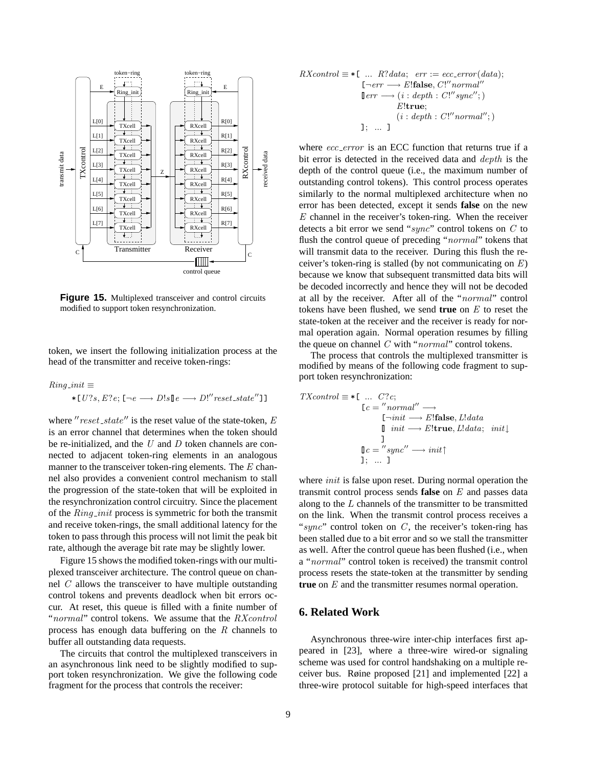**Figure 15.** Multiplexed transceiver and control circuits modified to support token resynchronization.

token, we insert the following initialization process at the head of the transmitter and receive token-rings:

$$Ring\_init \equiv$$
$$*[U?s, E?e; [\neg e \longrightarrow D!s \,[\!]\, e \longrightarrow D!''reset\_state'']]$$

where $''reset\_state''$ is the reset value of the state-token, $E$ is an error channel that determines when the token should be re-initialized, and the $U$ and $D$ token channels are connected to adjacent token-ring elements in an analogous manner to the transceiver token-ring elements. The $E$ channel also provides a convenient control mechanism to stall the progression of the state-token that will be exploited in the resynchronization control circuitry. Since the placement of the $Ring\_init$ process is symmetric for both the transmit and receive token-rings, the small additional latency for the token to pass through this process will not limit the peak bit rate, although the average bit rate may be slightly lower.

Figure 15 shows the modified token-rings with our multiplexed transceiver architecture. The control queue on channel $C$ allows the transceiver to have multiple outstanding control tokens and prevents deadlock when bit errors occur. At reset, this queue is filled with a finite number of "$normal$" control tokens. We assume that the $RXcontrol$ process has enough data buffering on the $R$ channels to buffer all outstanding data requests.

The circuits that control the multiplexed transceivers in an asynchronous link need to be slightly modified to support token resynchronization. We give the following code fragment for the process that controls the receiver:

$$
\begin{aligned}
RXcontrol \equiv *[\ \ldots\ & R?data;\ \ err := ecc\_error(data);\\
& [\neg err \longrightarrow E!\mathbf{false}, C!''normal''\\
& [\!]\, err \longrightarrow (i : depth : C!''sync'';)\\
& \qquad\qquad E!\mathbf{true};\\
& \qquad\qquad (i : depth : C!''normal'';)\\
& ];\ \ldots\ ]
\end{aligned}
$$

where $ecc\_error$ is an ECC function that returns true if a bit error is detected in the received data and $depth$ is the depth of the control queue (i.e., the maximum number of outstanding control tokens). This control process operates similarly to the normal multiplexed architecture when no error has been detected, except it sends **false** on the new $E$ channel in the receiver's token-ring. When the receiver detects a bit error we send "$sync$" control tokens on $C$ to flush the control queue of preceding "$normal$" tokens that will transmit data to the receiver. During this flush the receiver's token-ring is stalled (by not communicating on $E$) because we know that subsequent transmitted data bits will be decoded incorrectly and hence they will not be decoded at all by the receiver. After all of the "$normal$" control tokens have been flushed, we send **true** on $E$ to reset the state-token at the receiver and the receiver is ready for normal operation again. Normal operation resumes by filling the queue on channel $C$ with "$normal$" control tokens.

The process that controls the multiplexed transmitter is modified by means of the following code fragment to support token resynchronization:

$$
\begin{aligned}
TXcontrol \equiv *[\ \ldots\ & C?c;\\
& [c = ''normal'' \longrightarrow\\
& \qquad [\neg init \longrightarrow E!\mathbf{false}, L!data\\
& \qquad [\!]\ \ init \longrightarrow E!\mathbf{true}, L!data;\ \ init\!\downarrow\\
& \qquad ]\\
& [\!]\, c = ''sync'' \longrightarrow init\!\uparrow\\
& ];\ \ldots\ ]
\end{aligned}
$$

where $init$ is false upon reset. During normal operation the transmit control process sends **false** on $E$ and passes data along to the $L$ channels of the transmitter to be transmitted on the link. When the transmit control process receives a "$sync$" control token on $C$, the receiver's token-ring has been stalled due to a bit error and so we stall the transmitter as well. After the control queue has been flushed (i.e., when a "$normal$" control token is received) the transmit control process resets the state-token at the transmitter by sending **true** on $E$ and the transmitter resumes normal operation.

## 6. Related Work

Asynchronous three-wire inter-chip interfaces first appeared in [23], where a three-wire wired-or signaling scheme was used for control handshaking on a multiple receiver bus. Røine proposed [21] and implemented [22] a three-wire protocol suitable for high-speed interfaces that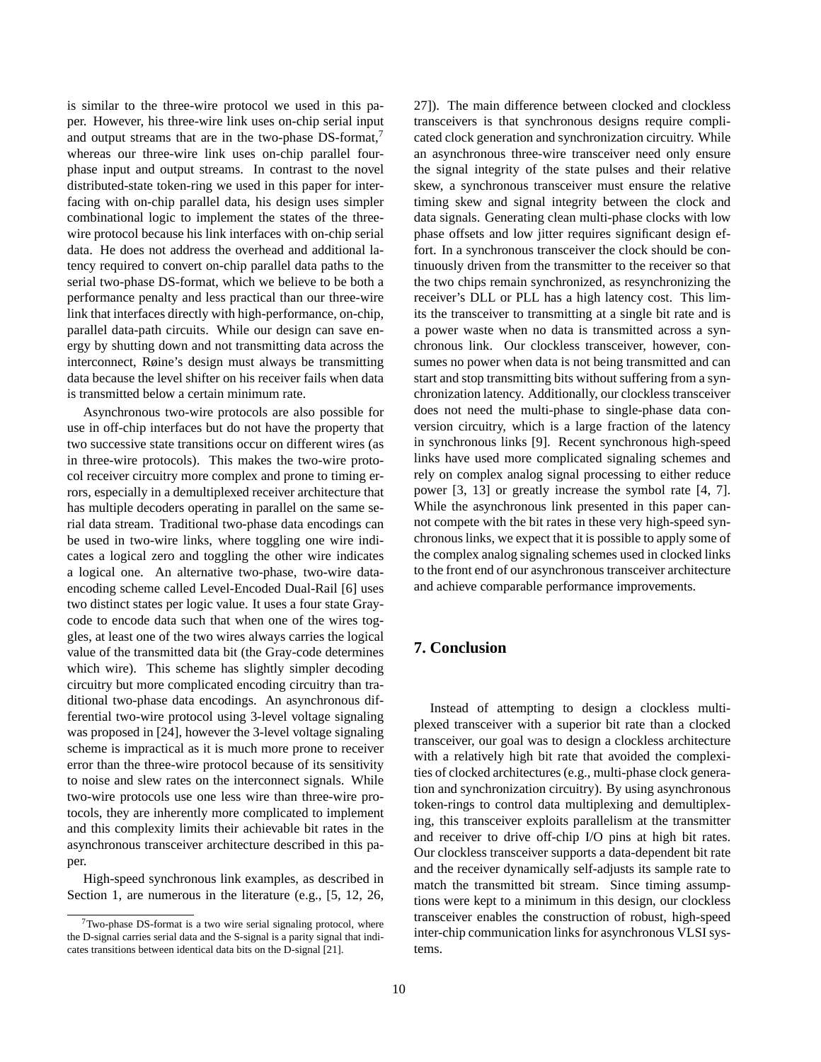is similar to the three-wire protocol we used in this paper. However, his three-wire link uses on-chip serial input and output streams that are in the two-phase DS-format,[7] whereas our three-wire link uses on-chip parallel four-phase input and output streams. In contrast to the novel distributed-state token-ring we used in this paper for interfacing with on-chip parallel data, his design uses simpler combinational logic to implement the states of the three-wire protocol because his link interfaces with on-chip serial data. He does not address the overhead and additional latency required to convert on-chip parallel data paths to the serial two-phase DS-format, which we believe to be both a performance penalty and less practical than our three-wire link that interfaces directly with high-performance, on-chip, parallel data-path circuits. While our design can save energy by shutting down and not transmitting data across the interconnect, Røine's design must always be transmitting data because the level shifter on his receiver fails when data is transmitted below a certain minimum rate.

Asynchronous two-wire protocols are also possible for use in off-chip interfaces but do not have the property that two successive state transitions occur on different wires (as in three-wire protocols). This makes the two-wire protocol receiver circuitry more complex and prone to timing errors, especially in a demultiplexed receiver architecture that has multiple decoders operating in parallel on the same serial data stream. Traditional two-phase data encodings can be used in two-wire links, where toggling one wire indicates a logical zero and toggling the other wire indicates a logical one. An alternative two-phase, two-wire data-encoding scheme called Level-Encoded Dual-Rail [6] uses two distinct states per logic value. It uses a four state Gray-code to encode data such that when one of the wires toggles, at least one of the two wires always carries the logical value of the transmitted data bit (the Gray-code determines which wire). This scheme has slightly simpler decoding circuitry but more complicated encoding circuitry than traditional two-phase data encodings. An asynchronous differential two-wire protocol using 3-level voltage signaling was proposed in [24], however the 3-level voltage signaling scheme is impractical as it is much more prone to receiver error than the three-wire protocol because of its sensitivity to noise and slew rates on the interconnect signals. While two-wire protocols use one less wire than three-wire protocols, they are inherently more complicated to implement and this complexity limits their achievable bit rates in the asynchronous transceiver architecture described in this paper.

High-speed synchronous link examples, as described in Section 1, are numerous in the literature (e.g., [5, 12, 26, 27]). The main difference between clocked and clockless transceivers is that synchronous designs require complicated clock generation and synchronization circuitry. While an asynchronous three-wire transceiver need only ensure the signal integrity of the state pulses and their relative skew, a synchronous transceiver must ensure the relative timing skew and signal integrity between the clock and data signals. Generating clean multi-phase clocks with low phase offsets and low jitter requires significant design effort. In a synchronous transceiver the clock should be continuously driven from the transmitter to the receiver so that the two chips remain synchronized, as resynchronizing the receiver's DLL or PLL has a high latency cost. This limits the transceiver to transmitting at a single bit rate and is a power waste when no data is transmitted across a synchronous link. Our clockless transceiver, however, consumes no power when data is not being transmitted and can start and stop transmitting bits without suffering from a synchronization latency. Additionally, our clockless transceiver does not need the multi-phase to single-phase data conversion circuitry, which is a large fraction of the latency in synchronous links [9]. Recent synchronous high-speed links have used more complicated signaling schemes and rely on complex analog signal processing to either reduce power [3, 13] or greatly increase the symbol rate [4, 7]. While the asynchronous link presented in this paper cannot compete with the bit rates in these very high-speed synchronous links, we expect that it is possible to apply some of the complex analog signaling schemes used in clocked links to the front end of our asynchronous transceiver architecture and achieve comparable performance improvements.

## 7. Conclusion

Instead of attempting to design a clockless multiplexed transceiver with a superior bit rate than a clocked transceiver, our goal was to design a clockless architecture with a relatively high bit rate that avoided the complexities of clocked architectures (e.g., multi-phase clock generation and synchronization circuitry). By using asynchronous token-rings to control data multiplexing and demultiplexing, this transceiver exploits parallelism at the transmitter and receiver to drive off-chip I/O pins at high bit rates. Our clockless transceiver supports a data-dependent bit rate and the receiver dynamically self-adjusts its sample rate to match the transmitted bit stream. Since timing assumptions were kept to a minimum in this design, our clockless transceiver enables the construction of robust, high-speed inter-chip communication links for asynchronous VLSI systems.

[7] Two-phase DS-format is a two wire serial signaling protocol, where the D-signal carries serial data and the S-signal is a parity signal that indicates transitions between identical data bits on the D-signal [21].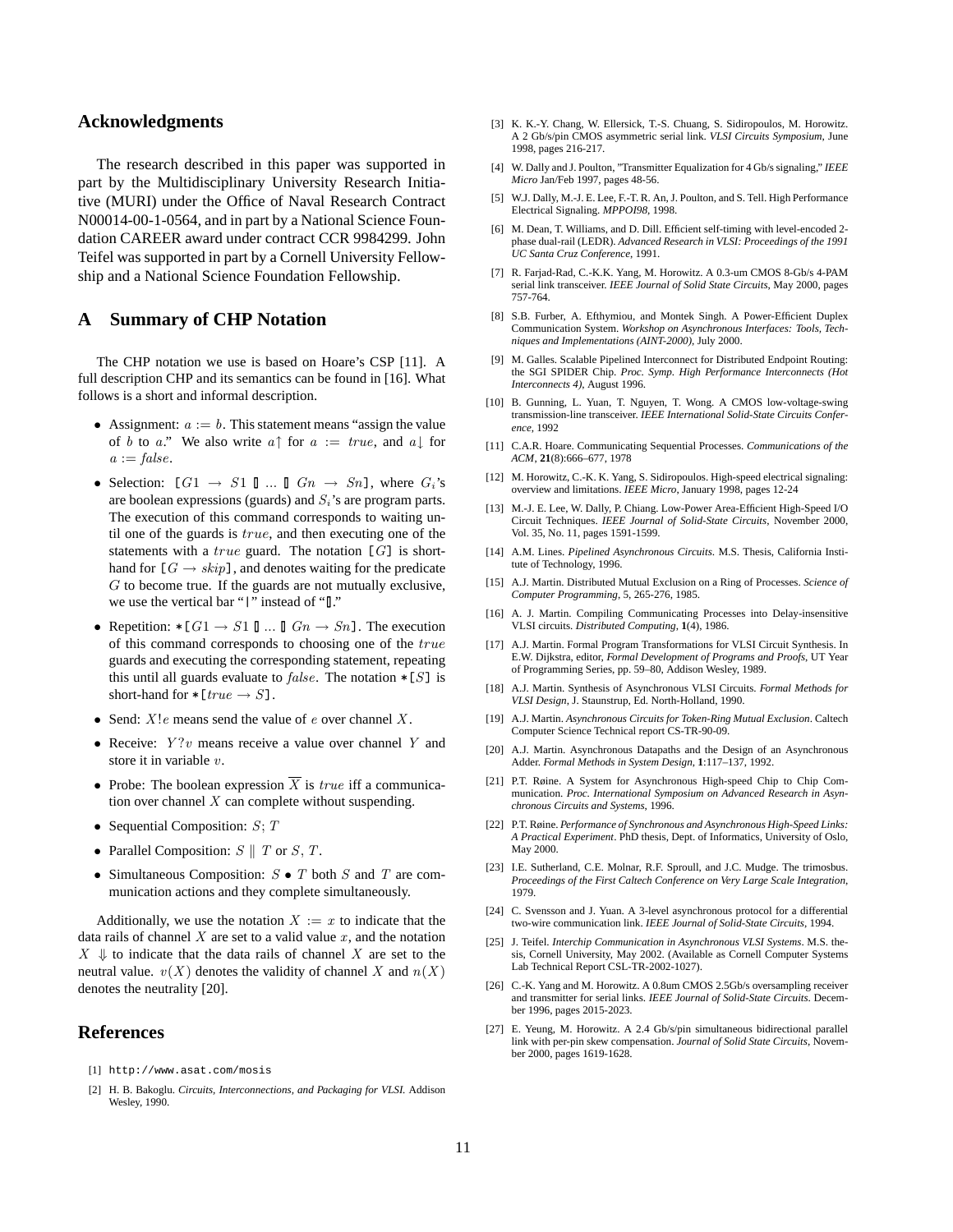## Acknowledgments

The research described in this paper was supported in part by the Multidisciplinary University Research Initiative (MURI) under the Office of Naval Research Contract N00014-00-1-0564, and in part by a National Science Foundation CAREER award under contract CCR 9984299. John Teifel was supported in part by a Cornell University Fellowship and a National Science Foundation Fellowship.

## A Summary of CHP Notation

The CHP notation we use is based on Hoare's CSP [11]. A full description CHP and its semantics can be found in [16]. What follows is a short and informal description.

- Assignment: $a := b$. This statement means "assign the value of $b$ to $a$." We also write $a\uparrow$ for $a := true$, and $a\downarrow$ for $a := false$.
- Selection: [$G1 \rightarrow S1$ ▯ ... ▯ $Gn \rightarrow Sn$], where $G_i$'s are boolean expressions (guards) and $S_i$'s are program parts. The execution of this command corresponds to waiting until one of the guards is $true$, and then executing one of the statements with a $true$ guard. The notation [$G$] is shorthand for [$G \rightarrow skip$], and denotes waiting for the predicate $G$ to become true. If the guards are not mutually exclusive, we use the vertical bar "|" instead of "▯."
- Repetition: *[$G1 \rightarrow S1$ ▯ ... ▯ $Gn \rightarrow Sn$]. The execution of this command corresponds to choosing one of the $true$ guards and executing the corresponding statement, repeating this until all guards evaluate to $false$. The notation *[$S$] is short-hand for *[$true \rightarrow S$].
- Send: $X!e$ means send the value of $e$ over channel $X$.
- Receive: $Y?v$ means receive a value over channel $Y$ and store it in variable $v$.
- Probe: The boolean expression $\overline{X}$ is $true$ iff a communication over channel $X$ can complete without suspending.
- Sequential Composition: $S; T$
- Parallel Composition: $S \parallel T$ or $S, T$.
- Simultaneous Composition: $S \bullet T$ both $S$ and $T$ are communication actions and they complete simultaneously.

Additionally, we use the notation $X := x$ to indicate that the data rails of channel $X$ are set to a valid value $x$, and the notation $X \Downarrow$ to indicate that the data rails of channel $X$ are set to the neutral value. $v(X)$ denotes the validity of channel $X$ and $n(X)$ denotes the neutrality [20].

## References

[1] http://www.asat.com/mosis

[2] H. B. Bakoglu. *Circuits, Interconnections, and Packaging for VLSI.* Addison Wesley, 1990.

[3] K. K.-Y. Chang, W. Ellersick, T.-S. Chuang, S. Sidiropoulos, M. Horowitz. A 2 Gb/s/pin CMOS asymmetric serial link. *VLSI Circuits Symposium*, June 1998, pages 216-217.

[4] W. Dally and J. Poulton, "Transmitter Equalization for 4 Gb/s signaling," *IEEE Micro* Jan/Feb 1997, pages 48-56.

[5] W.J. Dally, M.-J. E. Lee, F.-T. R. An, J. Poulton, and S. Tell. High Performance Electrical Signaling. *MPPOI98*, 1998.

[6] M. Dean, T. Williams, and D. Dill. Efficient self-timing with level-encoded 2-phase dual-rail (LEDR). *Advanced Research in VLSI: Proceedings of the 1991 UC Santa Cruz Conference*, 1991.

[7] R. Farjad-Rad, C.-K.K. Yang, M. Horowitz. A 0.3-um CMOS 8-Gb/s 4-PAM serial link transceiver. *IEEE Journal of Solid State Circuits*, May 2000, pages 757-764.

[8] S.B. Furber, A. Efthymiou, and Montek Singh. A Power-Efficient Duplex Communication System. *Workshop on Asynchronous Interfaces: Tools, Techniques and Implementations (AINT-2000)*, July 2000.

[9] M. Galles. Scalable Pipelined Interconnect for Distributed Endpoint Routing: the SGI SPIDER Chip. *Proc. Symp. High Performance Interconnects (Hot Interconnects 4)*, August 1996.

[10] B. Gunning, L. Yuan, T. Nguyen, T. Wong. A CMOS low-voltage-swing transmission-line transceiver. *IEEE International Solid-State Circuits Conference*, 1992

[11] C.A.R. Hoare. Communicating Sequential Processes. *Communications of the ACM*, **21**(8):666–677, 1978

[12] M. Horowitz, C.-K. K. Yang, S. Sidiropoulos. High-speed electrical signaling: overview and limitations. *IEEE Micro*, January 1998, pages 12-24

[13] M.-J. E. Lee, W. Dally, P. Chiang. Low-Power Area-Efficient High-Speed I/O Circuit Techniques. *IEEE Journal of Solid-State Circuits*, November 2000, Vol. 35, No. 11, pages 1591-1599.

[14] A.M. Lines. *Pipelined Asynchronous Circuits*. M.S. Thesis, California Institute of Technology, 1996.

[15] A.J. Martin. Distributed Mutual Exclusion on a Ring of Processes. *Science of Computer Programming*, 5, 265-276, 1985.

[16] A. J. Martin. Compiling Communicating Processes into Delay-insensitive VLSI circuits. *Distributed Computing*, **1**(4), 1986.

[17] A.J. Martin. Formal Program Transformations for VLSI Circuit Synthesis. In E.W. Dijkstra, editor, *Formal Development of Programs and Proofs*, UT Year of Programming Series, pp. 59–80, Addison Wesley, 1989.

[18] A.J. Martin. Synthesis of Asynchronous VLSI Circuits. *Formal Methods for VLSI Design*, J. Staunstrup, Ed. North-Holland, 1990.

[19] A.J. Martin. *Asynchronous Circuits for Token-Ring Mutual Exclusion*. Caltech Computer Science Technical report CS-TR-90-09.

[20] A.J. Martin. Asynchronous Datapaths and the Design of an Asynchronous Adder. *Formal Methods in System Design*, **1**:117–137, 1992.

[21] P.T. Røine. A System for Asynchronous High-speed Chip to Chip Communication. *Proc. International Symposium on Advanced Research in Asynchronous Circuits and Systems*, 1996.

[22] P.T. Røine. *Performance of Synchronous and Asynchronous High-Speed Links: A Practical Experiment*. PhD thesis, Dept. of Informatics, University of Oslo, May 2000.

[23] I.E. Sutherland, C.E. Molnar, R.F. Sproull, and J.C. Mudge. The trimosbus. *Proceedings of the First Caltech Conference on Very Large Scale Integration*, 1979.

[24] C. Svensson and J. Yuan. A 3-level asynchronous protocol for a differential two-wire communication link. *IEEE Journal of Solid-State Circuits*, 1994.

[25] J. Teifel. *Interchip Communication in Asynchronous VLSI Systems*. M.S. thesis, Cornell University, May 2002. (Available as Cornell Computer Systems Lab Technical Report CSL-TR-2002-1027).

[26] C.-K. Yang and M. Horowitz. A 0.8um CMOS 2.5Gb/s oversampling receiver and transmitter for serial links. *IEEE Journal of Solid-State Circuits*. December 1996, pages 2015-2023.

[27] E. Yeung, M. Horowitz. A 2.4 Gb/s/pin simultaneous bidirectional parallel link with per-pin skew compensation. *Journal of Solid State Circuits*, November 2000, pages 1619-1628.